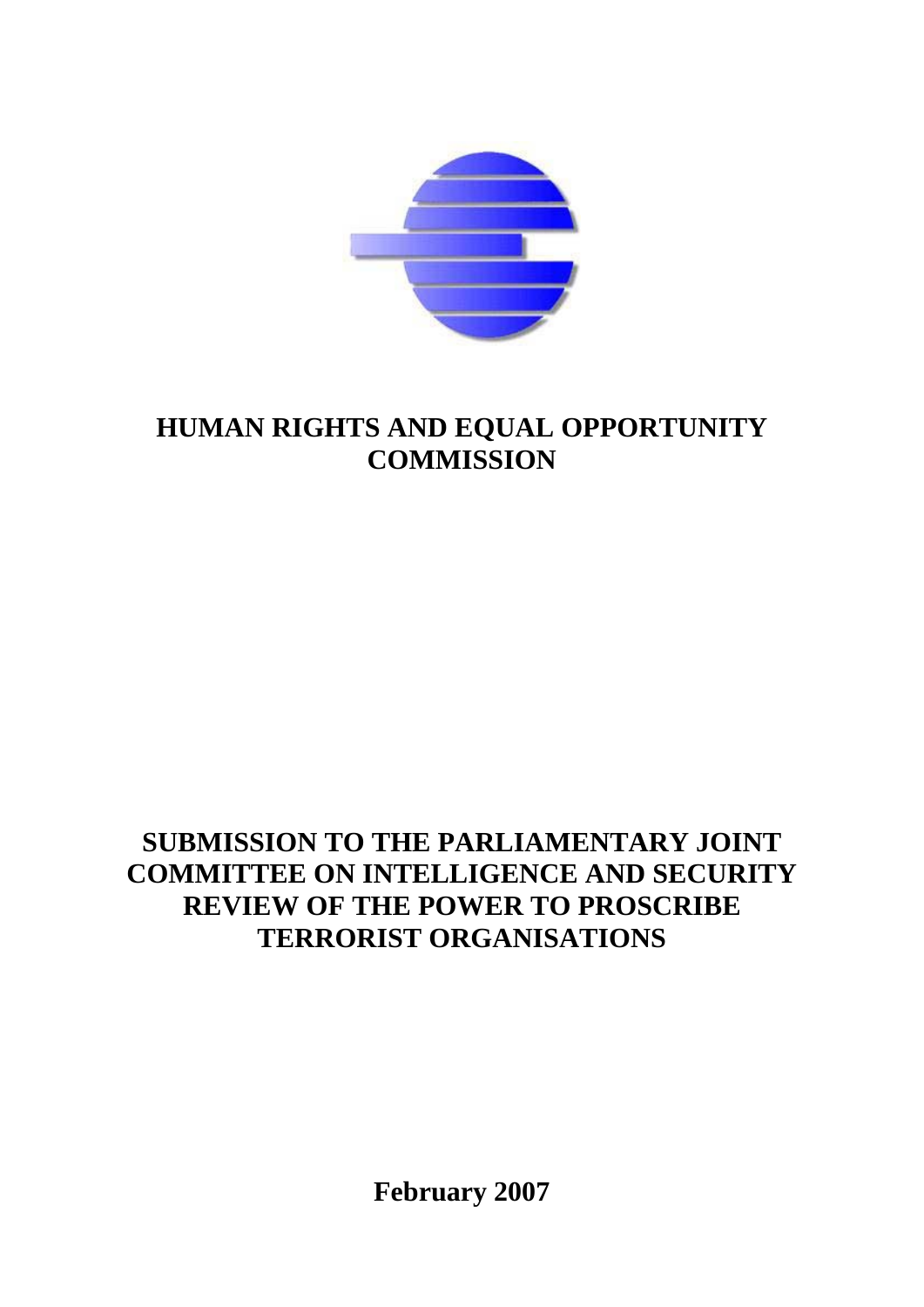# HUMAN RIGHTS AND EQUAL OPPORTUNITY COMMISSION

# SUBMISSION TO THE PARLIAMENTARY JOINT COMMITTEE ON INTELLIGENCE AND SECURITY REVIEW OF THE POWER TO PROSCRIBE TERRORIST ORGANISATIONS

**February 2007**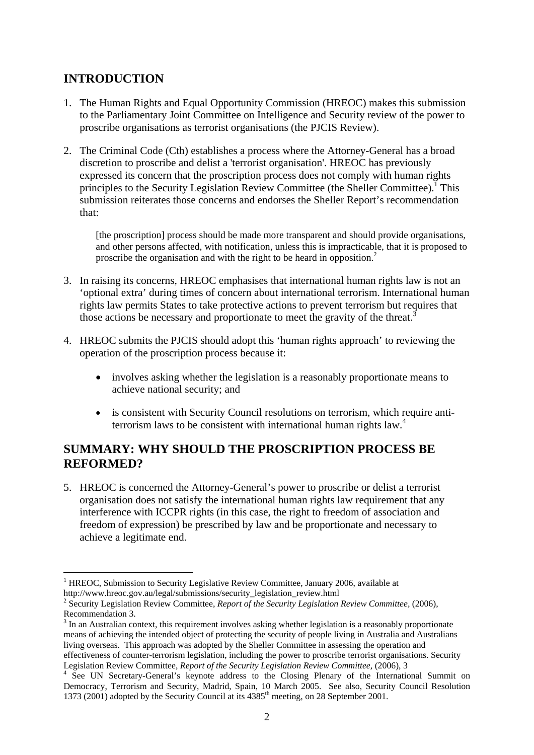## INTRODUCTION

1. The Human Rights and Equal Opportunity Commission (HREOC) makes this submission to the Parliamentary Joint Committee on Intelligence and Security review of the power to proscribe organisations as terrorist organisations (the PJCIS Review).

2. The Criminal Code (Cth) establishes a process where the Attorney-General has a broad discretion to proscribe and delist a 'terrorist organisation'. HREOC has previously expressed its concern that the proscription process does not comply with human rights principles to the Security Legislation Review Committee (the Sheller Committee).[1] This submission reiterates those concerns and endorses the Sheller Report's recommendation that:

   > [the proscription] process should be made more transparent and should provide organisations, and other persons affected, with notification, unless this is impracticable, that it is proposed to proscribe the organisation and with the right to be heard in opposition.[2]

3. In raising its concerns, HREOC emphasises that international human rights law is not an 'optional extra' during times of concern about international terrorism. International human rights law permits States to take protective actions to prevent terrorism but requires that those actions be necessary and proportionate to meet the gravity of the threat.[3]

4. HREOC submits the PJCIS should adopt this 'human rights approach' to reviewing the operation of the proscription process because it:

   - involves asking whether the legislation is a reasonably proportionate means to achieve national security; and
   - is consistent with Security Council resolutions on terrorism, which require anti-terrorism laws to be consistent with international human rights law.[4]

## SUMMARY: WHY SHOULD THE PROSCRIPTION PROCESS BE REFORMED?

5. HREOC is concerned the Attorney-General's power to proscribe or delist a terrorist organisation does not satisfy the international human rights law requirement that any interference with ICCPR rights (in this case, the right to freedom of association and freedom of expression) be prescribed by law and be proportionate and necessary to achieve a legitimate end.

---

[1] HREOC, Submission to Security Legislative Review Committee, January 2006, available at http://www.hreoc.gov.au/legal/submissions/security_legislation_review.html

[2] Security Legislation Review Committee, *Report of the Security Legislation Review Committee,* (2006), Recommendation 3.

[3] In an Australian context, this requirement involves asking whether legislation is a reasonably proportionate means of achieving the intended object of protecting the security of people living in Australia and Australians living overseas. This approach was adopted by the Sheller Committee in assessing the operation and effectiveness of counter-terrorism legislation, including the power to proscribe terrorist organisations. Security Legislation Review Committee, *Report of the Security Legislation Review Committee,* (2006), 3

[4] See UN Secretary-General's keynote address to the Closing Plenary of the International Summit on Democracy, Terrorism and Security, Madrid, Spain, 10 March 2005. See also, Security Council Resolution 1373 (2001) adopted by the Security Council at its 4385th meeting, on 28 September 2001.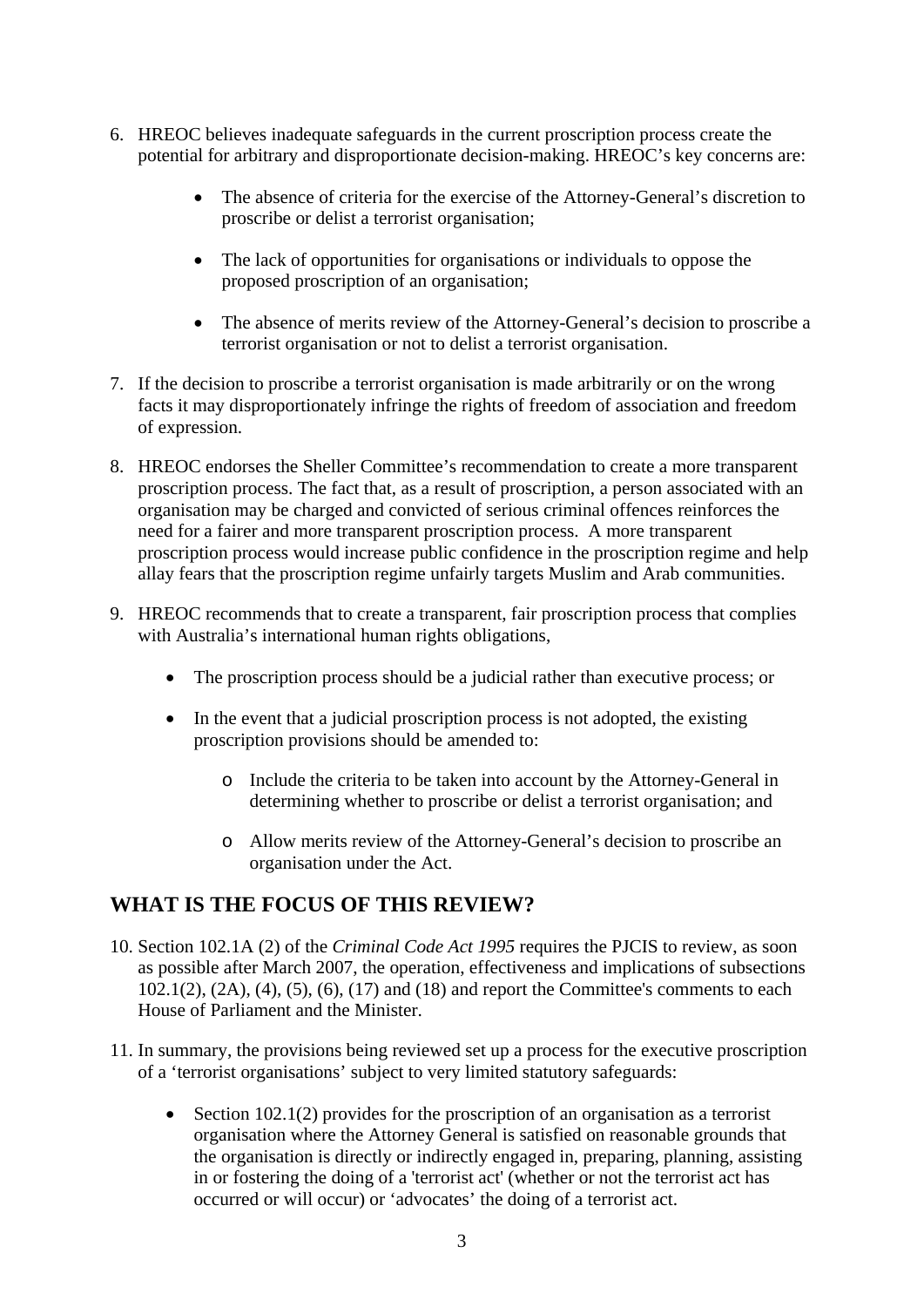6. HREOC believes inadequate safeguards in the current proscription process create the potential for arbitrary and disproportionate decision-making. HREOC's key concerns are:

    - The absence of criteria for the exercise of the Attorney-General's discretion to proscribe or delist a terrorist organisation;

    - The lack of opportunities for organisations or individuals to oppose the proposed proscription of an organisation;

    - The absence of merits review of the Attorney-General's decision to proscribe a terrorist organisation or not to delist a terrorist organisation.

7. If the decision to proscribe a terrorist organisation is made arbitrarily or on the wrong facts it may disproportionately infringe the rights of freedom of association and freedom of expression.

8. HREOC endorses the Sheller Committee's recommendation to create a more transparent proscription process. The fact that, as a result of proscription, a person associated with an organisation may be charged and convicted of serious criminal offences reinforces the need for a fairer and more transparent proscription process. A more transparent proscription process would increase public confidence in the proscription regime and help allay fears that the proscription regime unfairly targets Muslim and Arab communities.

9. HREOC recommends that to create a transparent, fair proscription process that complies with Australia's international human rights obligations,

    - The proscription process should be a judicial rather than executive process; or

    - In the event that a judicial proscription process is not adopted, the existing proscription provisions should be amended to:

        - Include the criteria to be taken into account by the Attorney-General in determining whether to proscribe or delist a terrorist organisation; and

        - Allow merits review of the Attorney-General's decision to proscribe an organisation under the Act.

## WHAT IS THE FOCUS OF THIS REVIEW?

10. Section 102.1A (2) of the *Criminal Code Act 1995* requires the PJCIS to review, as soon as possible after March 2007, the operation, effectiveness and implications of subsections 102.1(2), (2A), (4), (5), (6), (17) and (18) and report the Committee's comments to each House of Parliament and the Minister.

11. In summary, the provisions being reviewed set up a process for the executive proscription of a 'terrorist organisations' subject to very limited statutory safeguards:

    - Section 102.1(2) provides for the proscription of an organisation as a terrorist organisation where the Attorney General is satisfied on reasonable grounds that the organisation is directly or indirectly engaged in, preparing, planning, assisting in or fostering the doing of a 'terrorist act' (whether or not the terrorist act has occurred or will occur) or 'advocates' the doing of a terrorist act.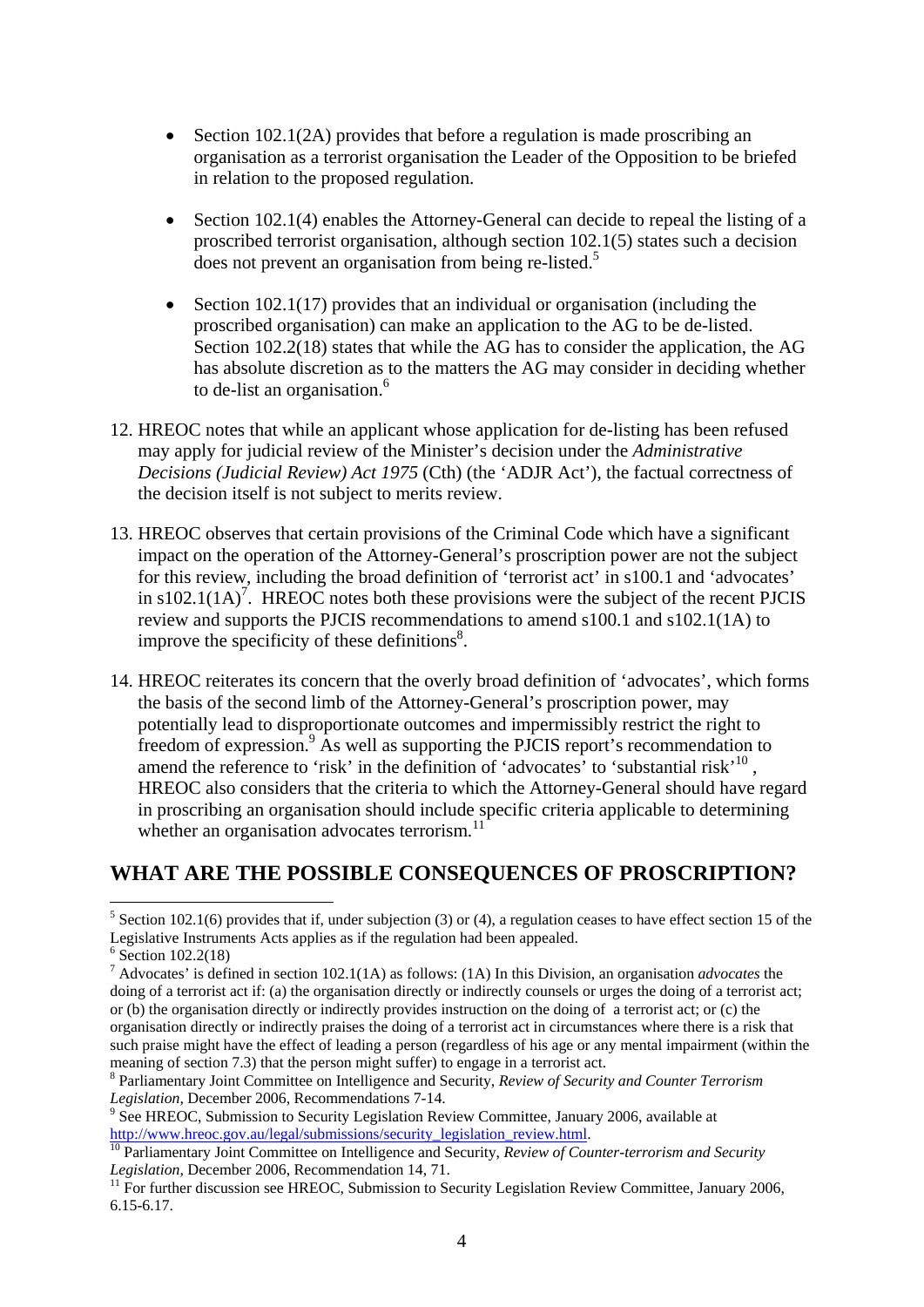- Section 102.1(2A) provides that before a regulation is made proscribing an organisation as a terrorist organisation the Leader of the Opposition to be briefed in relation to the proposed regulation.

- Section 102.1(4) enables the Attorney-General can decide to repeal the listing of a proscribed terrorist organisation, although section 102.1(5) states such a decision does not prevent an organisation from being re-listed.[5]

- Section 102.1(17) provides that an individual or organisation (including the proscribed organisation) can make an application to the AG to be de-listed. Section 102.2(18) states that while the AG has to consider the application, the AG has absolute discretion as to the matters the AG may consider in deciding whether to de-list an organisation.[6]

12. HREOC notes that while an applicant whose application for de-listing has been refused may apply for judicial review of the Minister's decision under the *Administrative Decisions (Judicial Review) Act 1975* (Cth) (the 'ADJR Act'), the factual correctness of the decision itself is not subject to merits review.

13. HREOC observes that certain provisions of the Criminal Code which have a significant impact on the operation of the Attorney-General's proscription power are not the subject for this review, including the broad definition of 'terrorist act' in s100.1 and 'advocates' in s102.1(1A)[7]. HREOC notes both these provisions were the subject of the recent PJCIS review and supports the PJCIS recommendations to amend s100.1 and s102.1(1A) to improve the specificity of these definitions[8].

14. HREOC reiterates its concern that the overly broad definition of 'advocates', which forms the basis of the second limb of the Attorney-General's proscription power, may potentially lead to disproportionate outcomes and impermissibly restrict the right to freedom of expression.[9] As well as supporting the PJCIS report's recommendation to amend the reference to 'risk' in the definition of 'advocates' to 'substantial risk'[10], HREOC also considers that the criteria to which the Attorney-General should have regard in proscribing an organisation should include specific criteria applicable to determining whether an organisation advocates terrorism.[11]

## WHAT ARE THE POSSIBLE CONSEQUENCES OF PROSCRIPTION?

---

[5] Section 102.1(6) provides that if, under subjection (3) or (4), a regulation ceases to have effect section 15 of the Legislative Instruments Acts applies as if the regulation had been appealed.

[6] Section 102.2(18)

[7] Advocates' is defined in section 102.1(1A) as follows: (1A) In this Division, an organisation *advocates* the doing of a terrorist act if: (a) the organisation directly or indirectly counsels or urges the doing of a terrorist act; or (b) the organisation directly or indirectly provides instruction on the doing of a terrorist act; or (c) the organisation directly or indirectly praises the doing of a terrorist act in circumstances where there is a risk that such praise might have the effect of leading a person (regardless of his age or any mental impairment (within the meaning of section 7.3) that the person might suffer) to engage in a terrorist act.

[8] Parliamentary Joint Committee on Intelligence and Security, *Review of Security and Counter Terrorism Legislation*, December 2006, Recommendations 7-14.

[9] See HREOC, Submission to Security Legislation Review Committee, January 2006, available at http://www.hreoc.gov.au/legal/submissions/security_legislation_review.html.

[10] Parliamentary Joint Committee on Intelligence and Security, *Review of Counter-terrorism and Security Legislation*, December 2006, Recommendation 14, 71.

[11] For further discussion see HREOC, Submission to Security Legislation Review Committee, January 2006, 6.15-6.17.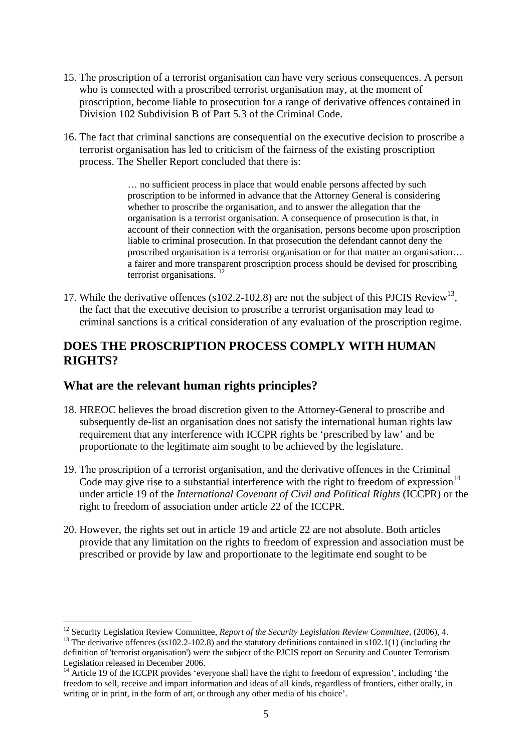15. The proscription of a terrorist organisation can have very serious consequences. A person who is connected with a proscribed terrorist organisation may, at the moment of proscription, become liable to prosecution for a range of derivative offences contained in Division 102 Subdivision B of Part 5.3 of the Criminal Code.

16. The fact that criminal sanctions are consequential on the executive decision to proscribe a terrorist organisation has led to criticism of the fairness of the existing proscription process. The Sheller Report concluded that there is:

> … no sufficient process in place that would enable persons affected by such proscription to be informed in advance that the Attorney General is considering whether to proscribe the organisation, and to answer the allegation that the organisation is a terrorist organisation. A consequence of prosecution is that, in account of their connection with the organisation, persons become upon proscription liable to criminal prosecution. In that prosecution the defendant cannot deny the proscribed organisation is a terrorist organisation or for that matter an organisation… a fairer and more transparent proscription process should be devised for proscribing terrorist organisations. [12]

17. While the derivative offences (s102.2-102.8) are not the subject of this PJCIS Review[13], the fact that the executive decision to proscribe a terrorist organisation may lead to criminal sanctions is a critical consideration of any evaluation of the proscription regime.

## DOES THE PROSCRIPTION PROCESS COMPLY WITH HUMAN RIGHTS?

### What are the relevant human rights principles?

18. HREOC believes the broad discretion given to the Attorney-General to proscribe and subsequently de-list an organisation does not satisfy the international human rights law requirement that any interference with ICCPR rights be 'prescribed by law' and be proportionate to the legitimate aim sought to be achieved by the legislature.

19. The proscription of a terrorist organisation, and the derivative offences in the Criminal Code may give rise to a substantial interference with the right to freedom of expression[14] under article 19 of the *International Covenant of Civil and Political Rights* (ICCPR) or the right to freedom of association under article 22 of the ICCPR.

20. However, the rights set out in article 19 and article 22 are not absolute. Both articles provide that any limitation on the rights to freedom of expression and association must be prescribed or provide by law and proportionate to the legitimate end sought to be

---

[12] Security Legislation Review Committee, *Report of the Security Legislation Review Committee,* (2006), 4.

[13] The derivative offences (ss102.2-102.8) and the statutory definitions contained in s102.1(1) (including the definition of 'terrorist organisation') were the subject of the PJCIS report on Security and Counter Terrorism Legislation released in December 2006.

[14] Article 19 of the ICCPR provides 'everyone shall have the right to freedom of expression', including 'the freedom to sell, receive and impart information and ideas of all kinds, regardless of frontiers, either orally, in writing or in print, in the form of art, or through any other media of his choice'.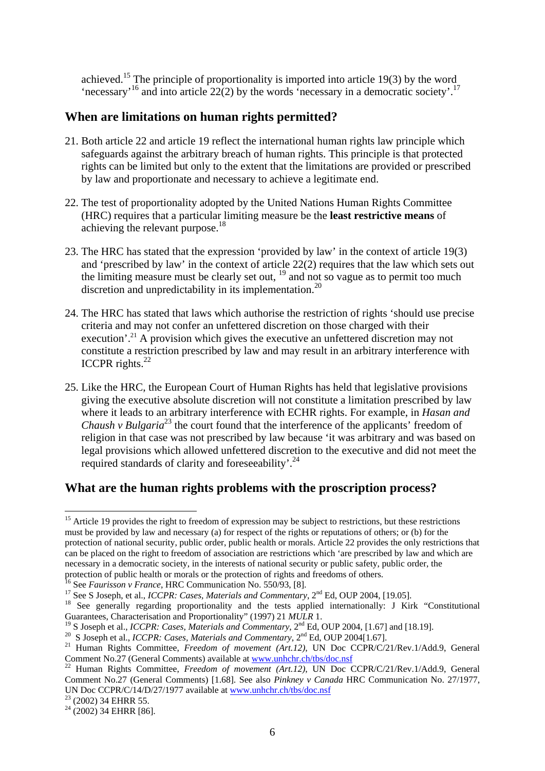achieved.[15] The principle of proportionality is imported into article 19(3) by the word 'necessary'[16] and into article 22(2) by the words 'necessary in a democratic society'.[17]

## When are limitations on human rights permitted?

21. Both article 22 and article 19 reflect the international human rights law principle which safeguards against the arbitrary breach of human rights. This principle is that protected rights can be limited but only to the extent that the limitations are provided or prescribed by law and proportionate and necessary to achieve a legitimate end.

22. The test of proportionality adopted by the United Nations Human Rights Committee (HRC) requires that a particular limiting measure be the **least restrictive means** of achieving the relevant purpose.[18]

23. The HRC has stated that the expression 'provided by law' in the context of article 19(3) and 'prescribed by law' in the context of article 22(2) requires that the law which sets out the limiting measure must be clearly set out, [19] and not so vague as to permit too much discretion and unpredictability in its implementation.[20]

24. The HRC has stated that laws which authorise the restriction of rights 'should use precise criteria and may not confer an unfettered discretion on those charged with their execution'.[21] A provision which gives the executive an unfettered discretion may not constitute a restriction prescribed by law and may result in an arbitrary interference with ICCPR rights.[22]

25. Like the HRC, the European Court of Human Rights has held that legislative provisions giving the executive absolute discretion will not constitute a limitation prescribed by law where it leads to an arbitrary interference with ECHR rights. For example, in *Hasan and Chaush v Bulgaria*[23] the court found that the interference of the applicants' freedom of religion in that case was not prescribed by law because 'it was arbitrary and was based on legal provisions which allowed unfettered discretion to the executive and did not meet the required standards of clarity and foreseeability'.[24]

## What are the human rights problems with the proscription process?

---

[15] Article 19 provides the right to freedom of expression may be subject to restrictions, but these restrictions must be provided by law and necessary (a) for respect of the rights or reputations of others; or (b) for the protection of national security, public order, public health or morals. Article 22 provides the only restrictions that can be placed on the right to freedom of association are restrictions which 'are prescribed by law and which are necessary in a democratic society, in the interests of national security or public safety, public order, the protection of public health or morals or the protection of rights and freedoms of others.

[16] See *Faurisson v France*, HRC Communication No. 550/93, [8].

[17] See S Joseph, et al., *ICCPR: Cases, Materials and Commentary*, 2nd Ed, OUP 2004, [19.05].

[18] See generally regarding proportionality and the tests applied internationally: J Kirk "Constitutional Guarantees, Characterisation and Proportionality" (1997) 21 *MULR* 1.

[19] S Joseph et al., *ICCPR: Cases, Materials and Commentary*, 2nd Ed, OUP 2004, [1.67] and [18.19].

[20] S Joseph et al., *ICCPR: Cases, Materials and Commentary*, 2nd Ed, OUP 2004[1.67].

[21] Human Rights Committee, *Freedom of movement (Art.12)*, UN Doc CCPR/C/21/Rev.1/Add.9, General Comment No.27 (General Comments) available at www.unhchr.ch/tbs/doc.nsf

[22] Human Rights Committee, *Freedom of movement (Art.12)*, UN Doc CCPR/C/21/Rev.1/Add.9, General Comment No.27 (General Comments) [1.68]. See also *Pinkney v Canada* HRC Communication No. 27/1977, UN Doc CCPR/C/14/D/27/1977 available at www.unhchr.ch/tbs/doc.nsf

[23] (2002) 34 EHRR 55.

[24] (2002) 34 EHRR [86].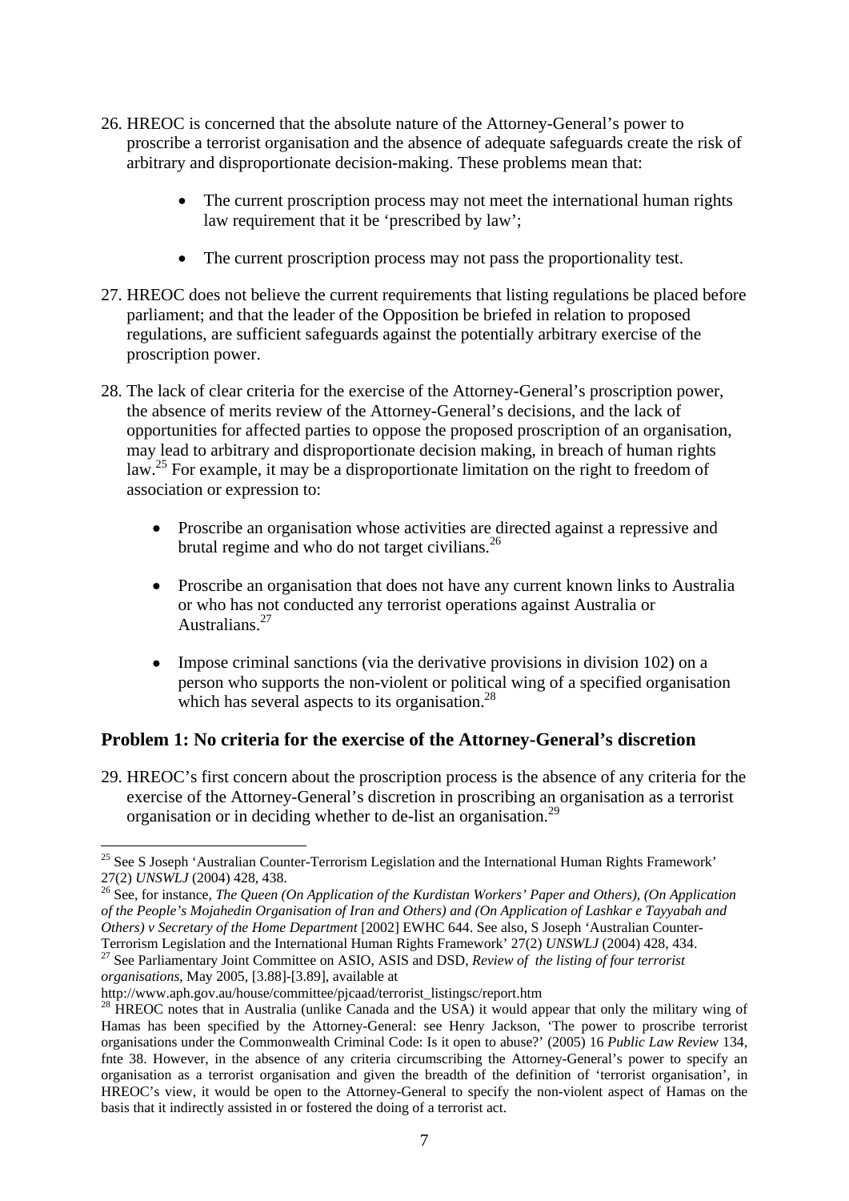26. HREOC is concerned that the absolute nature of the Attorney-General's power to proscribe a terrorist organisation and the absence of adequate safeguards create the risk of arbitrary and disproportionate decision-making. These problems mean that:

    - The current proscription process may not meet the international human rights law requirement that it be 'prescribed by law';
    - The current proscription process may not pass the proportionality test.

27. HREOC does not believe the current requirements that listing regulations be placed before parliament; and that the leader of the Opposition be briefed in relation to proposed regulations, are sufficient safeguards against the potentially arbitrary exercise of the proscription power.

28. The lack of clear criteria for the exercise of the Attorney-General's proscription power, the absence of merits review of the Attorney-General's decisions, and the lack of opportunities for affected parties to oppose the proposed proscription of an organisation, may lead to arbitrary and disproportionate decision making, in breach of human rights law.[25] For example, it may be a disproportionate limitation on the right to freedom of association or expression to:

    - Proscribe an organisation whose activities are directed against a repressive and brutal regime and who do not target civilians.[26]
    - Proscribe an organisation that does not have any current known links to Australia or who has not conducted any terrorist operations against Australia or Australians.[27]
    - Impose criminal sanctions (via the derivative provisions in division 102) on a person who supports the non-violent or political wing of a specified organisation which has several aspects to its organisation.[28]

## Problem 1: No criteria for the exercise of the Attorney-General's discretion

29. HREOC's first concern about the proscription process is the absence of any criteria for the exercise of the Attorney-General's discretion in proscribing an organisation as a terrorist organisation or in deciding whether to de-list an organisation.[29]

---

[25] See S Joseph 'Australian Counter-Terrorism Legislation and the International Human Rights Framework' 27(2) *UNSWLJ* (2004) 428, 438.

[26] See, for instance, *The Queen (On Application of the Kurdistan Workers' Paper and Others), (On Application of the People's Mojahedin Organisation of Iran and Others) and (On Application of Lashkar e Tayyabah and Others) v Secretary of the Home Department* [2002] EWHC 644. See also, S Joseph 'Australian Counter-Terrorism Legislation and the International Human Rights Framework' 27(2) *UNSWLJ* (2004) 428, 434.

[27] See Parliamentary Joint Committee on ASIO, ASIS and DSD, *Review of the listing of four terrorist organisations*, May 2005, [3.88]-[3.89], available at http://www.aph.gov.au/house/committee/pjcaad/terrorist_listingsc/report.htm

[28] HREOC notes that in Australia (unlike Canada and the USA) it would appear that only the military wing of Hamas has been specified by the Attorney-General: see Henry Jackson, 'The power to proscribe terrorist organisations under the Commonwealth Criminal Code: Is it open to abuse?' (2005) 16 *Public Law Review* 134, fnte 38. However, in the absence of any criteria circumscribing the Attorney-General's power to specify an organisation as a terrorist organisation and given the breadth of the definition of 'terrorist organisation', in HREOC's view, it would be open to the Attorney-General to specify the non-violent aspect of Hamas on the basis that it indirectly assisted in or fostered the doing of a terrorist act.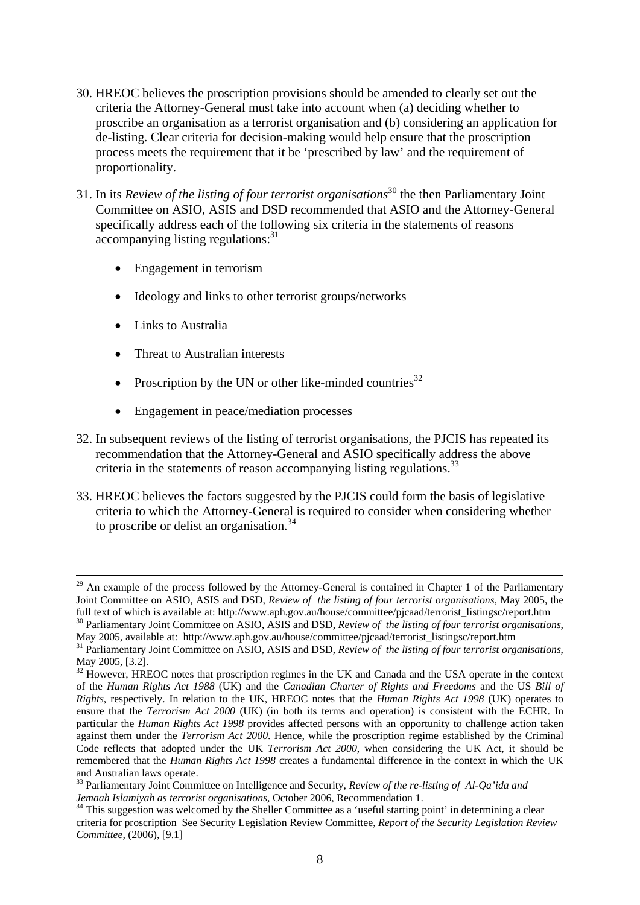30. HREOC believes the proscription provisions should be amended to clearly set out the criteria the Attorney-General must take into account when (a) deciding whether to proscribe an organisation as a terrorist organisation and (b) considering an application for de-listing. Clear criteria for decision-making would help ensure that the proscription process meets the requirement that it be 'prescribed by law' and the requirement of proportionality.

31. In its *Review of the listing of four terrorist organisations*[30] the then Parliamentary Joint Committee on ASIO, ASIS and DSD recommended that ASIO and the Attorney-General specifically address each of the following six criteria in the statements of reasons accompanying listing regulations:[31]

    - Engagement in terrorism
    - Ideology and links to other terrorist groups/networks
    - Links to Australia
    - Threat to Australian interests
    - Proscription by the UN or other like-minded countries[32]
    - Engagement in peace/mediation processes

32. In subsequent reviews of the listing of terrorist organisations, the PJCIS has repeated its recommendation that the Attorney-General and ASIO specifically address the above criteria in the statements of reason accompanying listing regulations.[33]

33. HREOC believes the factors suggested by the PJCIS could form the basis of legislative criteria to which the Attorney-General is required to consider when considering whether to proscribe or delist an organisation.[34]

---

[29] An example of the process followed by the Attorney-General is contained in Chapter 1 of the Parliamentary Joint Committee on ASIO, ASIS and DSD, *Review of the listing of four terrorist organisations*, May 2005, the full text of which is available at: http://www.aph.gov.au/house/committee/pjcaad/terrorist_listingsc/report.htm

[30] Parliamentary Joint Committee on ASIO, ASIS and DSD, *Review of the listing of four terrorist organisations*, May 2005, available at: http://www.aph.gov.au/house/committee/pjcaad/terrorist_listingsc/report.htm

[31] Parliamentary Joint Committee on ASIO, ASIS and DSD, *Review of the listing of four terrorist organisations*, May 2005, [3.2].

[32] However, HREOC notes that proscription regimes in the UK and Canada and the USA operate in the context of the *Human Rights Act 1988* (UK) and the *Canadian Charter of Rights and Freedoms* and the US *Bill of Rights*, respectively. In relation to the UK, HREOC notes that the *Human Rights Act 1998* (UK) operates to ensure that the *Terrorism Act 2000* (UK) (in both its terms and operation) is consistent with the ECHR. In particular the *Human Rights Act 1998* provides affected persons with an opportunity to challenge action taken against them under the *Terrorism Act 2000*. Hence, while the proscription regime established by the Criminal Code reflects that adopted under the UK *Terrorism Act 2000*, when considering the UK Act, it should be remembered that the *Human Rights Act 1998* creates a fundamental difference in the context in which the UK and Australian laws operate.

[33] Parliamentary Joint Committee on Intelligence and Security, *Review of the re-listing of Al-Qa'ida and Jemaah Islamiyah as terrorist organisations*, October 2006, Recommendation 1.

[34] This suggestion was welcomed by the Sheller Committee as a 'useful starting point' in determining a clear criteria for proscription See Security Legislation Review Committee, *Report of the Security Legislation Review Committee*, (2006), [9.1]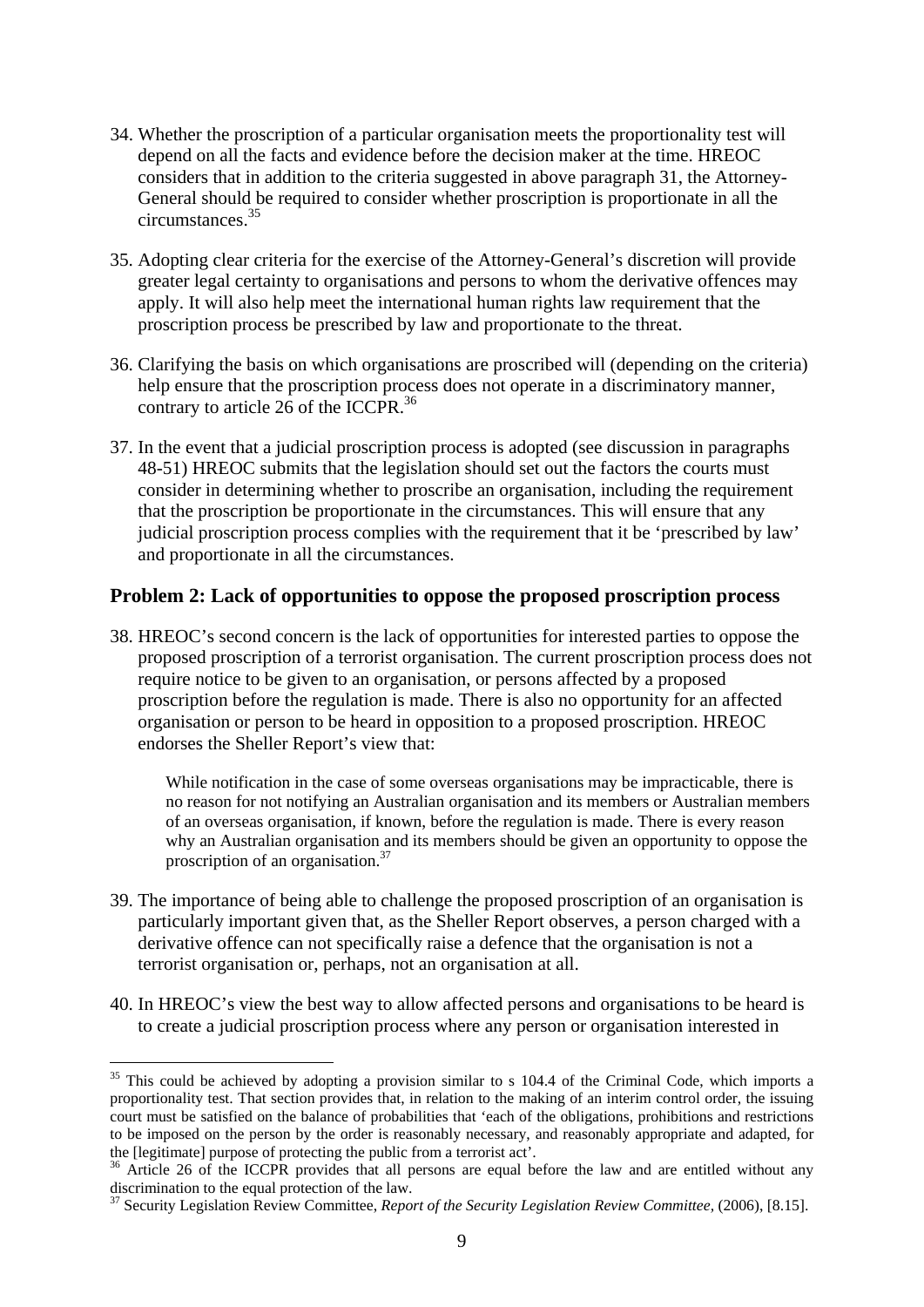34. Whether the proscription of a particular organisation meets the proportionality test will depend on all the facts and evidence before the decision maker at the time. HREOC considers that in addition to the criteria suggested in above paragraph 31, the Attorney-General should be required to consider whether proscription is proportionate in all the circumstances.[35]

35. Adopting clear criteria for the exercise of the Attorney-General's discretion will provide greater legal certainty to organisations and persons to whom the derivative offences may apply. It will also help meet the international human rights law requirement that the proscription process be prescribed by law and proportionate to the threat.

36. Clarifying the basis on which organisations are proscribed will (depending on the criteria) help ensure that the proscription process does not operate in a discriminatory manner, contrary to article 26 of the ICCPR.[36]

37. In the event that a judicial proscription process is adopted (see discussion in paragraphs 48-51) HREOC submits that the legislation should set out the factors the courts must consider in determining whether to proscribe an organisation, including the requirement that the proscription be proportionate in the circumstances. This will ensure that any judicial proscription process complies with the requirement that it be 'prescribed by law' and proportionate in all the circumstances.

### Problem 2: Lack of opportunities to oppose the proposed proscription process

38. HREOC's second concern is the lack of opportunities for interested parties to oppose the proposed proscription of a terrorist organisation. The current proscription process does not require notice to be given to an organisation, or persons affected by a proposed proscription before the regulation is made. There is also no opportunity for an affected organisation or person to be heard in opposition to a proposed proscription. HREOC endorses the Sheller Report's view that:

> While notification in the case of some overseas organisations may be impracticable, there is no reason for not notifying an Australian organisation and its members or Australian members of an overseas organisation, if known, before the regulation is made. There is every reason why an Australian organisation and its members should be given an opportunity to oppose the proscription of an organisation.[37]

39. The importance of being able to challenge the proposed proscription of an organisation is particularly important given that, as the Sheller Report observes, a person charged with a derivative offence can not specifically raise a defence that the organisation is not a terrorist organisation or, perhaps, not an organisation at all.

40. In HREOC's view the best way to allow affected persons and organisations to be heard is to create a judicial proscription process where any person or organisation interested in

---

[35] This could be achieved by adopting a provision similar to s 104.4 of the Criminal Code, which imports a proportionality test. That section provides that, in relation to the making of an interim control order, the issuing court must be satisfied on the balance of probabilities that 'each of the obligations, prohibitions and restrictions to be imposed on the person by the order is reasonably necessary, and reasonably appropriate and adapted, for the [legitimate] purpose of protecting the public from a terrorist act'.

[36] Article 26 of the ICCPR provides that all persons are equal before the law and are entitled without any discrimination to the equal protection of the law.

[37] Security Legislation Review Committee, *Report of the Security Legislation Review Committee*, (2006), [8.15].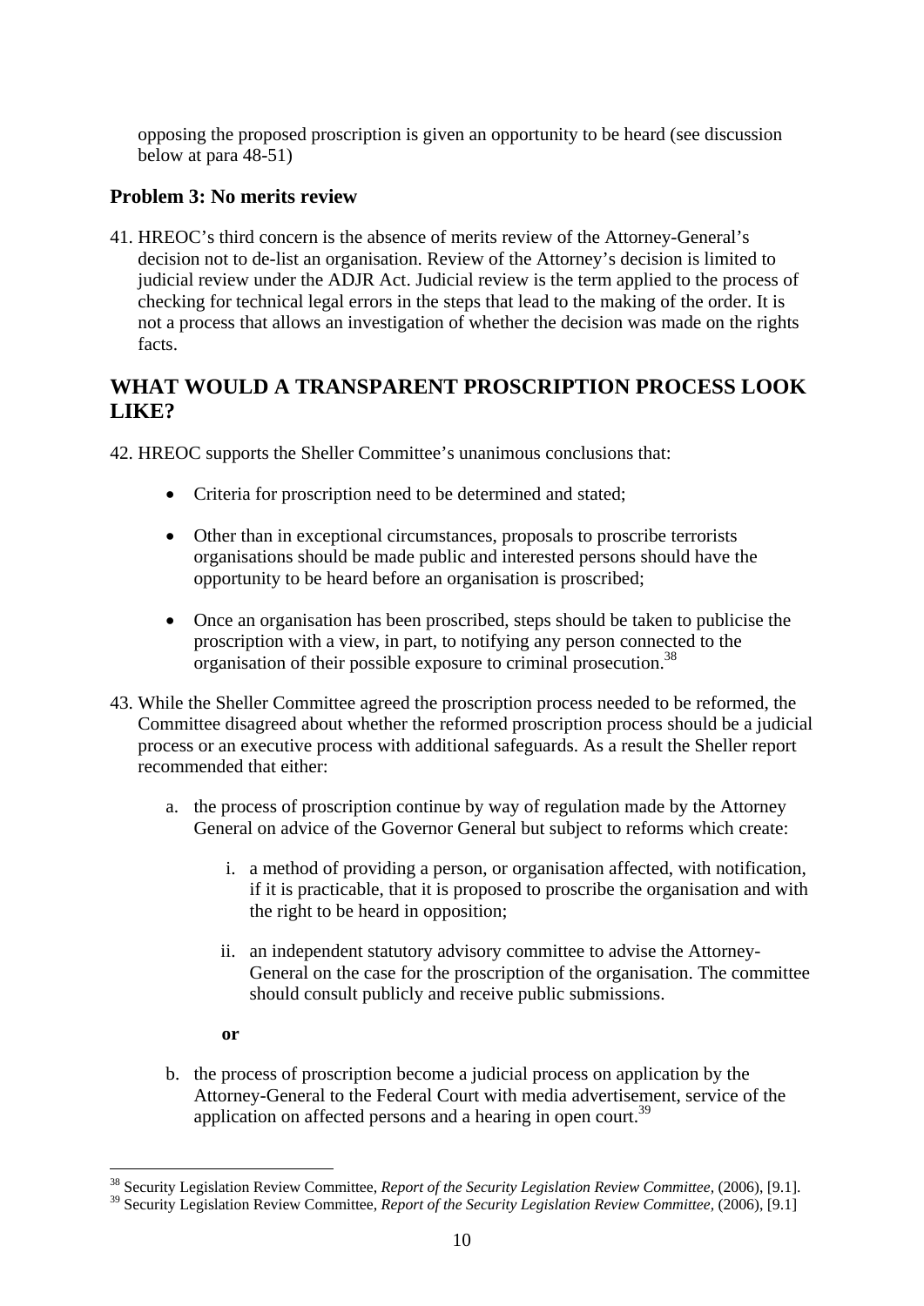opposing the proposed proscription is given an opportunity to be heard (see discussion below at para 48-51)

### Problem 3: No merits review

41. HREOC's third concern is the absence of merits review of the Attorney-General's decision not to de-list an organisation. Review of the Attorney's decision is limited to judicial review under the ADJR Act. Judicial review is the term applied to the process of checking for technical legal errors in the steps that lead to the making of the order. It is not a process that allows an investigation of whether the decision was made on the rights facts.

## WHAT WOULD A TRANSPARENT PROSCRIPTION PROCESS LOOK LIKE?

42. HREOC supports the Sheller Committee's unanimous conclusions that:

- Criteria for proscription need to be determined and stated;
- Other than in exceptional circumstances, proposals to proscribe terrorists organisations should be made public and interested persons should have the opportunity to be heard before an organisation is proscribed;
- Once an organisation has been proscribed, steps should be taken to publicise the proscription with a view, in part, to notifying any person connected to the organisation of their possible exposure to criminal prosecution.[38]

43. While the Sheller Committee agreed the proscription process needed to be reformed, the Committee disagreed about whether the reformed proscription process should be a judicial process or an executive process with additional safeguards. As a result the Sheller report recommended that either:

   a. the process of proscription continue by way of regulation made by the Attorney General on advice of the Governor General but subject to reforms which create:

      i. a method of providing a person, or organisation affected, with notification, if it is practicable, that it is proposed to proscribe the organisation and with the right to be heard in opposition;

      ii. an independent statutory advisory committee to advise the Attorney-General on the case for the proscription of the organisation. The committee should consult publicly and receive public submissions.

   **or**

   b. the process of proscription become a judicial process on application by the Attorney-General to the Federal Court with media advertisement, service of the application on affected persons and a hearing in open court.[39]

---

[38] Security Legislation Review Committee, *Report of the Security Legislation Review Committee*, (2006), [9.1].

[39] Security Legislation Review Committee, *Report of the Security Legislation Review Committee*, (2006), [9.1]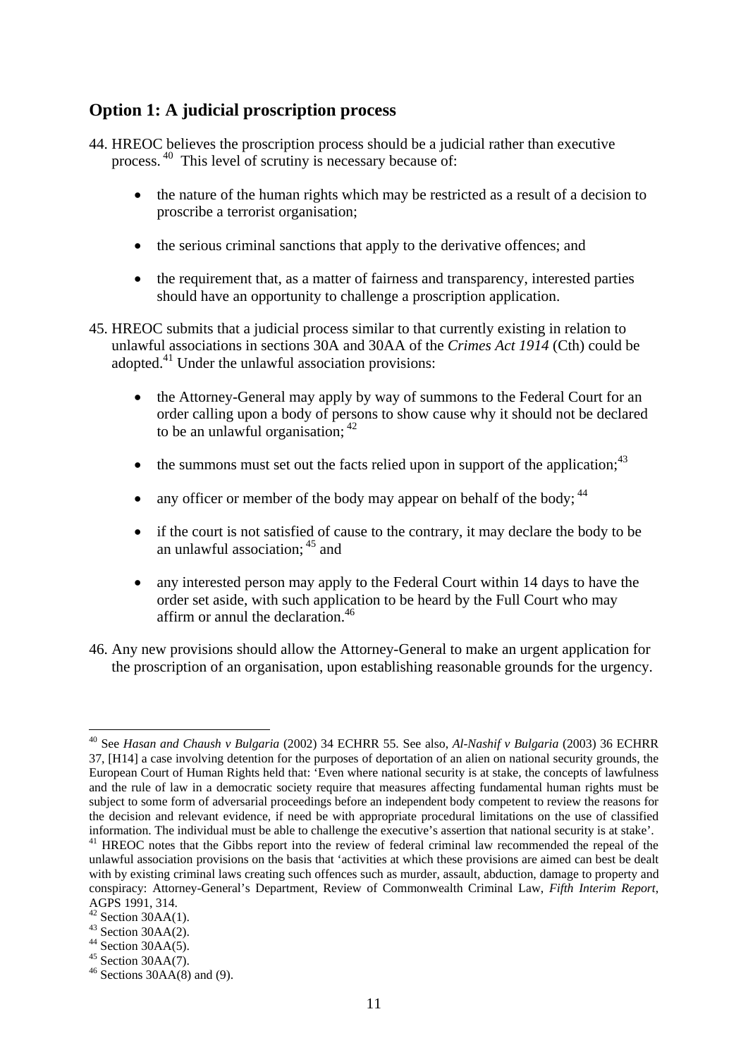## Option 1: A judicial proscription process

44. HREOC believes the proscription process should be a judicial rather than executive process.[40] This level of scrutiny is necessary because of:

    - the nature of the human rights which may be restricted as a result of a decision to proscribe a terrorist organisation;
    - the serious criminal sanctions that apply to the derivative offences; and
    - the requirement that, as a matter of fairness and transparency, interested parties should have an opportunity to challenge a proscription application.

45. HREOC submits that a judicial process similar to that currently existing in relation to unlawful associations in sections 30A and 30AA of the *Crimes Act 1914* (Cth) could be adopted.[41] Under the unlawful association provisions:

    - the Attorney-General may apply by way of summons to the Federal Court for an order calling upon a body of persons to show cause why it should not be declared to be an unlawful organisation; [42]
    - the summons must set out the facts relied upon in support of the application;[43]
    - any officer or member of the body may appear on behalf of the body; [44]
    - if the court is not satisfied of cause to the contrary, it may declare the body to be an unlawful association; [45] and
    - any interested person may apply to the Federal Court within 14 days to have the order set aside, with such application to be heard by the Full Court who may affirm or annul the declaration.[46]

46. Any new provisions should allow the Attorney-General to make an urgent application for the proscription of an organisation, upon establishing reasonable grounds for the urgency.

---

[40] See *Hasan and Chaush v Bulgaria* (2002) 34 ECHRR 55. See also, *Al-Nashif v Bulgaria* (2003) 36 ECHRR 37, [H14] a case involving detention for the purposes of deportation of an alien on national security grounds, the European Court of Human Rights held that: 'Even where national security is at stake, the concepts of lawfulness and the rule of law in a democratic society require that measures affecting fundamental human rights must be subject to some form of adversarial proceedings before an independent body competent to review the reasons for the decision and relevant evidence, if need be with appropriate procedural limitations on the use of classified information. The individual must be able to challenge the executive's assertion that national security is at stake'.

[41] HREOC notes that the Gibbs report into the review of federal criminal law recommended the repeal of the unlawful association provisions on the basis that 'activities at which these provisions are aimed can best be dealt with by existing criminal laws creating such offences such as murder, assault, abduction, damage to property and conspiracy: Attorney-General's Department, Review of Commonwealth Criminal Law, *Fifth Interim Report*, AGPS 1991, 314.

[42] Section 30AA(1).

[43] Section 30AA(2).

[44] Section 30AA(5).

[45] Section 30AA(7).

[46] Sections 30AA(8) and (9).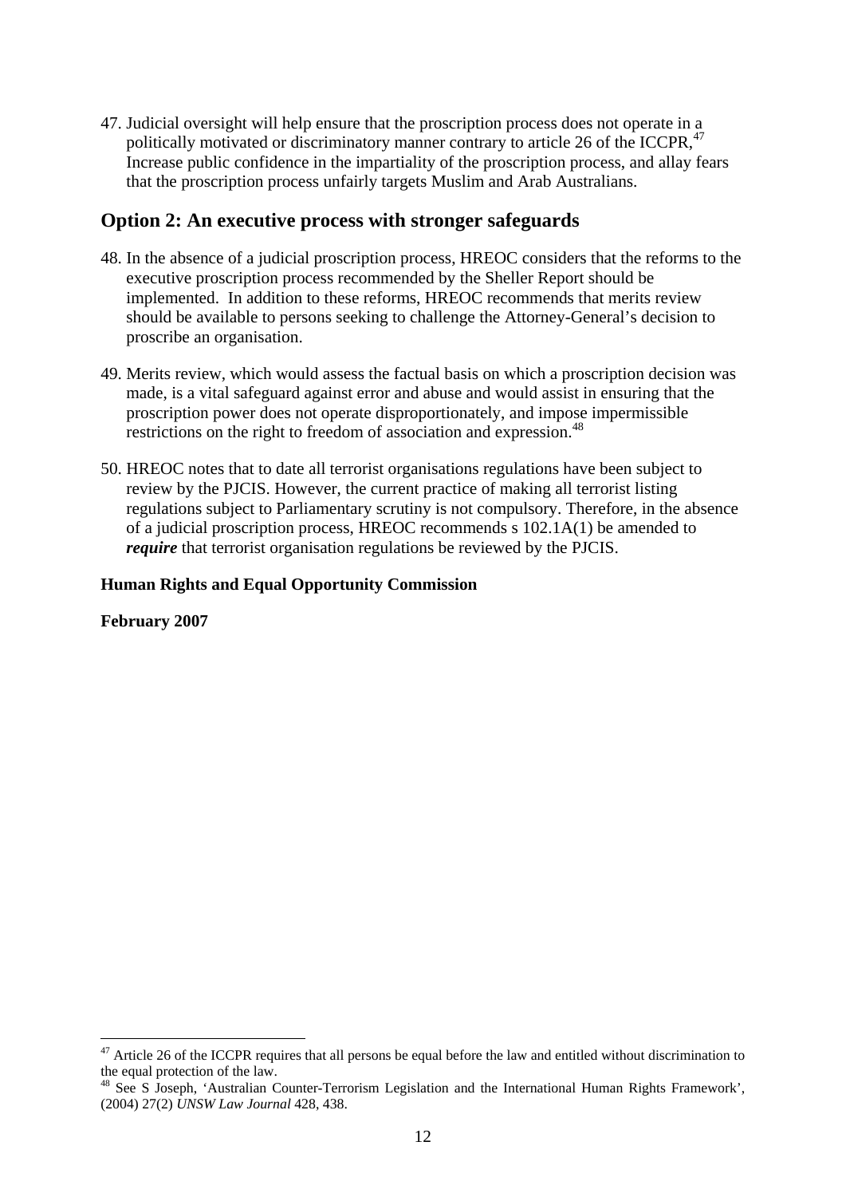47. Judicial oversight will help ensure that the proscription process does not operate in a politically motivated or discriminatory manner contrary to article 26 of the ICCPR,[47] Increase public confidence in the impartiality of the proscription process, and allay fears that the proscription process unfairly targets Muslim and Arab Australians.

## Option 2: An executive process with stronger safeguards

48. In the absence of a judicial proscription process, HREOC considers that the reforms to the executive proscription process recommended by the Sheller Report should be implemented. In addition to these reforms, HREOC recommends that merits review should be available to persons seeking to challenge the Attorney-General's decision to proscribe an organisation.

49. Merits review, which would assess the factual basis on which a proscription decision was made, is a vital safeguard against error and abuse and would assist in ensuring that the proscription power does not operate disproportionately, and impose impermissible restrictions on the right to freedom of association and expression.[48]

50. HREOC notes that to date all terrorist organisations regulations have been subject to review by the PJCIS. However, the current practice of making all terrorist listing regulations subject to Parliamentary scrutiny is not compulsory. Therefore, in the absence of a judicial proscription process, HREOC recommends s 102.1A(1) be amended to ***require*** that terrorist organisation regulations be reviewed by the PJCIS.

**Human Rights and Equal Opportunity Commission**

**February 2007**

---

[47] Article 26 of the ICCPR requires that all persons be equal before the law and entitled without discrimination to the equal protection of the law.

[48] See S Joseph, 'Australian Counter-Terrorism Legislation and the International Human Rights Framework', (2004) 27(2) *UNSW Law Journal* 428, 438.